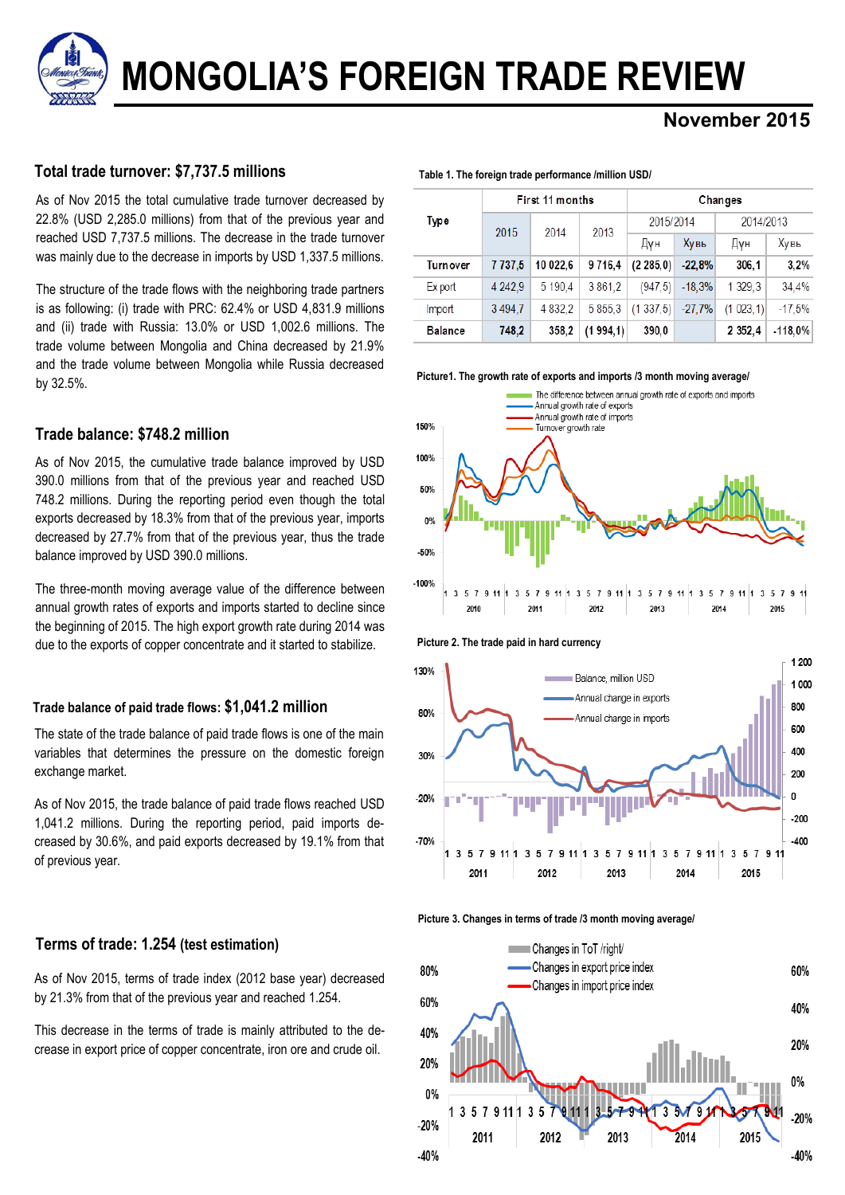# MONGOLIA'S FOREIGN TRADE REVIEW

**November 2015**

## Total trade turnover: $7,737.5 millions

As of Nov 2015 the total cumulative trade turnover decreased by 22.8% (USD 2,285.0 millions) from that of the previous year and reached USD 7,737.5 millions. The decrease in the trade turnover was mainly due to the decrease in imports by USD 1,337.5 millions.

The structure of the trade flows with the neighboring trade partners is as following: (i) trade with PRC: 62.4% or USD 4,831.9 millions and (ii) trade with Russia: 13.0% or USD 1,002.6 millions. The trade volume between Mongolia and China decreased by 21.9% and the trade volume between Mongolia while Russia decreased by 32.5%.

**Table 1. The foreign trade performance /million USD/**

| Type | First 11 months | | | Changes | | | |
|---|---|---|---|---|---|---|---|
| | 2015 | 2014 | 2013 | 2015/2014 | | 2014/2013 | |
| | | | | Дүн | Хувь | Дүн | Хувь |
| **Turnover** | **7 737,5** | **10 022,6** | **9 716,4** | **(2 285,0)** | **-22,8%** | **306,1** | **3,2%** |
| Export | 4 242,9 | 5 190,4 | 3 861,2 | (947,5) | -18,3% | 1 329,3 | 34,4% |
| Import | 3 494,7 | 4 832,2 | 5 855,3 | (1 337,5) | -27,7% | (1 023,1) | -17,5% |
| **Balance** | **748,2** | **358,2** | **(1 994,1)** | **390,0** | | **2 352,4** | **-118,0%** |

## Trade balance: $748.2 million

As of Nov 2015, the cumulative trade balance improved by USD 390.0 millions from that of the previous year and reached USD 748.2 millions. During the reporting period even though the total exports decreased by 18.3% from that of the previous year, imports decreased by 27.7% from that of the previous year, thus the trade balance improved by USD 390.0 millions.

The three-month moving average value of the difference between annual growth rates of exports and imports started to decline since the beginning of 2015. The high export growth rate during 2014 was due to the exports of copper concentrate and it started to stabilize.

**Picture1. The growth rate of exports and imports /3 month moving average/**

**Picture 2. The trade paid in hard currency**

## Trade balance of paid trade flows: $1,041.2 million

The state of the trade balance of paid trade flows is one of the main variables that determines the pressure on the domestic foreign exchange market.

As of Nov 2015, the trade balance of paid trade flows reached USD 1,041.2 millions. During the reporting period, paid imports decreased by 30.6%, and paid exports decreased by 19.1% from that of previous year.

## Terms of trade: 1.254 (test estimation)

As of Nov 2015, terms of trade index (2012 base year) decreased by 21.3% from that of the previous year and reached 1.254.

This decrease in the terms of trade is mainly attributed to the decrease in export price of copper concentrate, iron ore and crude oil.

**Picture 3. Changes in terms of trade /3 month moving average/**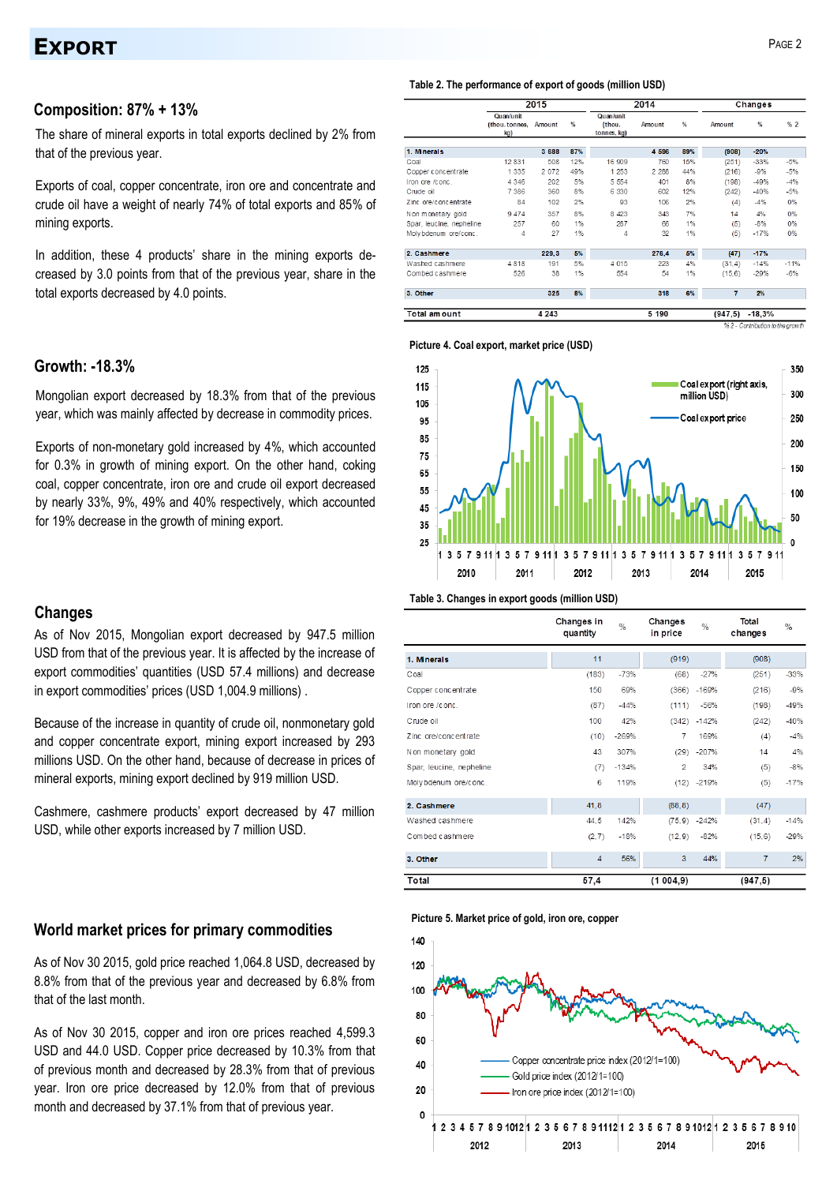# EXPORT

## Composition: 87% + 13%

The share of mineral exports in total exports declined by 2% from that of the previous year.

Exports of coal, copper concentrate, iron ore and concentrate and crude oil have a weight of nearly 74% of total exports and 85% of mining exports.

In addition, these 4 products' share in the mining exports decreased by 3.0 points from that of the previous year, share in the total exports decreased by 4.0 points.

Table 2. The performance of export of goods (million USD)

| | 2015 | | | 2014 | | | Changes | | |
|---|---|---|---|---|---|---|---|---|---|
| | Quan/unit (thou.tonnes, kg) | Amount | % | Quan/unit (thou. tonnes, kg) | Amount | % | Amount | % | % 2 |
| **1. Minerals** | | 3 688 | 87% | | 4 596 | 89% | (908) | -20% | |
| Coal | 12 831 | 508 | 12% | 16 909 | 760 | 15% | (251) | -33% | -5% |
| Copper concentrate | 1 335 | 2 072 | 49% | 1 253 | 2 288 | 44% | (216) | -9% | -5% |
| Iron ore /conc. | 4 346 | 202 | 5% | 5 554 | 401 | 8% | (198) | -49% | -4% |
| Crude oil | 7 386 | 360 | 8% | 6 330 | 602 | 12% | (242) | -40% | -5% |
| Zinc ore/concentrate | 84 | 102 | 2% | 93 | 106 | 2% | (4) | -4% | 0% |
| Non monetary gold | 9 474 | 357 | 8% | 8 423 | 343 | 7% | 14 | 4% | 0% |
| Spar, leucine, nepheline | 257 | 60 | 1% | 287 | 66 | 1% | (5) | -8% | 0% |
| Molybdenum ore/conc. | 4 | 27 | 1% | 4 | 32 | 1% | (5) | -17% | 0% |
| **2. Cashmere** | | 229,3 | 5% | | 276,4 | 5% | (47) | -17% | |
| Washed cashmere | 4 818 | 191 | 5% | 4 015 | 223 | 4% | (31,4) | -14% | -11% |
| Combed cashmere | 526 | 38 | 1% | 554 | 54 | 1% | (15,6) | -29% | -6% |
| **3. Other** | | 325 | 8% | | 318 | 6% | 7 | 2% | |
| **Total amount** | | 4 243 | | | 5 190 | | (947,5) | -18,3% | |

*%2 - Contribution to the growth*

## Growth: -18.3%

Mongolian export decreased by 18.3% from that of the previous year, which was mainly affected by decrease in commodity prices.

Exports of non-monetary gold increased by 4%, which accounted for 0.3% in growth of mining export. On the other hand, coking coal, copper concentrate, iron ore and crude oil export decreased by nearly 33%, 9%, 49% and 40% respectively, which accounted for 19% decrease in the growth of mining export.

Picture 4. Coal export, market price (USD)

## Changes

As of Nov 2015, Mongolian export decreased by 947.5 million USD from that of the previous year. It is affected by the increase of export commodities' quantities (USD 57.4 millions) and decrease in export commodities' prices (USD 1,004.9 millions) .

Because of the increase in quantity of crude oil, nonmonetary gold and copper concentrate export, mining export increased by 293 millions USD. On the other hand, because of decrease in prices of mineral exports, mining export declined by 919 million USD.

Cashmere, cashmere products' export decreased by 47 million USD, while other exports increased by 7 million USD.

Table 3. Changes in export goods (million USD)

| | Changes in quantity | % | Changes in price | % | Total changes | % |
|---|---|---|---|---|---|---|
| **1. Minerals** | 11 | | (919) | | (908) | |
| Coal | (183) | -73% | (68) | -27% | (251) | -33% |
| Copper concentrate | 150 | 69% | (366) | -169% | (216) | -9% |
| Iron ore /conc. | (87) | -44% | (111) | -56% | (198) | -49% |
| Crude oil | 100 | 42% | (342) | -142% | (242) | -40% |
| Zinc ore/concentrate | (10) | -269% | 7 | 169% | (4) | -4% |
| Non monetary gold | 43 | 307% | (29) | -207% | 14 | 4% |
| Spar, leucine, nepheline | (7) | -134% | 2 | 34% | (5) | -8% |
| Molybdenum ore/conc. | 6 | 119% | (12) | -219% | (5) | -17% |
| **2. Cashmere** | 41,8 | | (88,8) | | (47) | |
| Washed cashmere | 44,5 | 142% | (75,9) | -242% | (31,4) | -14% |
| Combed cashmere | (2,7) | -18% | (12,9) | -82% | (15,6) | -29% |
| **3. Other** | 4 | 56% | 3 | 44% | 7 | 2% |
| **Total** | 57,4 | | (1 004,9) | | (947,5) | |

## World market prices for primary commodities

As of Nov 30 2015, gold price reached 1,064.8 USD, decreased by 8.8% from that of the previous year and decreased by 6.8% from that of the last month.

As of Nov 30 2015, copper and iron ore prices reached 4,599.3 USD and 44.0 USD. Copper price decreased by 10.3% from that of previous month and decreased by 28.3% from that of previous year. Iron ore price decreased by 12.0% from that of previous month and decreased by 37.1% from that of previous year.

Picture 5. Market price of gold, iron ore, copper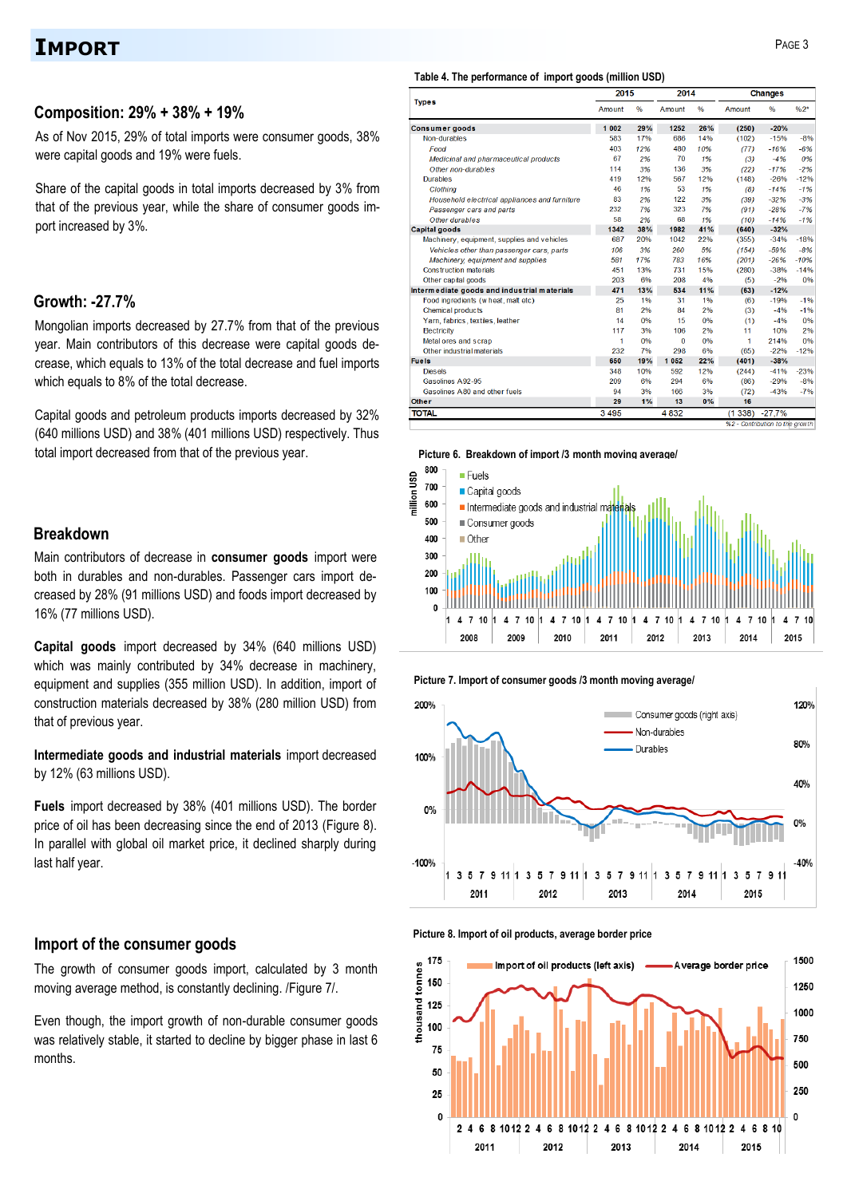# Import

## Composition: 29% + 38% + 19%

As of Nov 2015, 29% of total imports were consumer goods, 38% were capital goods and 19% were fuels.

Share of the capital goods in total imports decreased by 3% from that of the previous year, while the share of consumer goods import increased by 3%.

## Growth: -27.7%

Mongolian imports decreased by 27.7% from that of the previous year. Main contributors of this decrease were capital goods decrease, which equals to 13% of the total decrease and fuel imports which equals to 8% of the total decrease.

Capital goods and petroleum products imports decreased by 32% (640 millions USD) and 38% (401 millions USD) respectively. Thus total import decreased from that of the previous year.

## Breakdown

Main contributors of decrease in **consumer goods** import were both in durables and non-durables. Passenger cars import decreased by 28% (91 millions USD) and foods import decreased by 16% (77 millions USD).

**Capital goods** import decreased by 34% (640 millions USD) which was mainly contributed by 34% decrease in machinery, equipment and supplies (355 million USD). In addition, import of construction materials decreased by 38% (280 million USD) from that of previous year.

**Intermediate goods and industrial materials** import decreased by 12% (63 millions USD).

**Fuels** import decreased by 38% (401 millions USD). The border price of oil has been decreasing since the end of 2013 (Figure 8). In parallel with global oil market price, it declined sharply during last half year.

## Import of the consumer goods

The growth of consumer goods import, calculated by 3 month moving average method, is constantly declining. /Figure 7/.

Even though, the import growth of non-durable consumer goods was relatively stable, it started to decline by bigger phase in last 6 months.

**Table 4. The performance of import goods (million USD)**

| Types | 2015 | | 2014 | | Changes | | |
|---|---|---|---|---|---|---|---|
| | Amount | % | Amount | % | Amount | % | %2* |
| **Consumer goods** | **1 002** | **29%** | **1252** | **26%** | **(250)** | **-20%** | |
| Non-durables | 583 | 17% | 686 | 14% | (102) | -15% | -8% |
| *Food* | 403 | 12% | 480 | 10% | (77) | -16% | -6% |
| *Medicinal and pharmaceutical products* | 67 | 2% | 70 | 1% | (3) | -4% | 0% |
| *Other non-durables* | 114 | 3% | 136 | 3% | (22) | -17% | -2% |
| Durables | 419 | 12% | 567 | 12% | (148) | -26% | -12% |
| *Clothing* | 46 | 1% | 53 | 1% | (8) | -14% | -1% |
| *Household electrical appliances and furniture* | 83 | 2% | 122 | 3% | (39) | -32% | -3% |
| *Passenger cars and parts* | 232 | 7% | 323 | 7% | (91) | -28% | -7% |
| *Other durables* | 58 | 2% | 68 | 1% | (10) | -14% | -1% |
| **Capital goods** | **1342** | **38%** | **1982** | **41%** | **(640)** | **-32%** | |
| Machinery, equipment, supplies and vehicles | 687 | 20% | 1042 | 22% | (355) | -34% | -18% |
| *Vehicles other than passenger cars, parts* | 106 | 3% | 260 | 5% | (154) | -59% | -8% |
| *Machinery, equipment and supplies* | 581 | 17% | 783 | 16% | (201) | -26% | -10% |
| Construction materials | 451 | 13% | 731 | 15% | (280) | -38% | -14% |
| Other capital goods | 203 | 6% | 208 | 4% | (5) | -2% | 0% |
| **Intermediate goods and industrial materials** | **471** | **13%** | **534** | **11%** | **(63)** | **-12%** | |
| Food ingredients (wheat, malt etc) | 25 | 1% | 31 | 1% | (6) | -19% | -1% |
| Chemical products | 81 | 2% | 84 | 2% | (3) | -4% | -1% |
| Yarn, fabrics, textiles, leather | 14 | 0% | 15 | 0% | (1) | -4% | 0% |
| Electricity | 117 | 3% | 106 | 2% | 11 | 10% | 2% |
| Metal ores and scrap | 1 | 0% | 0 | 0% | 1 | 214% | 0% |
| Other industrial materials | 232 | 7% | 298 | 6% | (65) | -22% | -12% |
| **Fuels** | **650** | **19%** | **1 052** | **22%** | **(401)** | **-38%** | |
| Diesels | 348 | 10% | 592 | 12% | (244) | -41% | -23% |
| Gasolines A92-95 | 209 | 6% | 294 | 6% | (86) | -29% | -8% |
| Gasolines A80 and other fuels | 94 | 3% | 166 | 3% | (72) | -43% | -7% |
| **Other** | **29** | **1%** | **13** | **0%** | **16** | | |
| **TOTAL** | 3 495 | | 4 832 | | (1 338) | -27.7% | |

*%2 - Contribution to the growth*

**Picture 6. Breakdown of import /3 month moving average/**

million USD
800
700
600
500
400
300
200
100
0
Fuels
Capital goods
Intermediate goods and industrial materials
Consumer goods
Other
1 4 7 10 1 4 7 10 1 4 7 10 1 4 7 10 1 4 7 10 1 4 7 10 1 4 7 10 1 4 7 10
2008 2009 2010 2011 2012 2013 2014 2015

**Picture 7. Import of consumer goods /3 month moving average/**

200%
100%
0%
-100%
120%
80%
40%
0%
-40%
Consumer goods (right axis)
Non-durables
Durables
1 3 5 7 9 11 1 3 5 7 9 11 1 3 5 7 9 11 1 3 5 7 9 11 1 3 5 7 9 11
2011 2012 2013 2014 2015

**Picture 8. Import of oil products, average border price**

thousand tonnes
175
150
125
100
75
50
25
0
1500
1250
1000
750
500
250
0
Import of oil products (left axis)
Average border price
2 4 6 8 10 12 2 4 6 8 10 12 2 4 6 8 10 12 2 4 6 8 10 12 2 4 6 8 10
2011 2012 2013 2014 2015